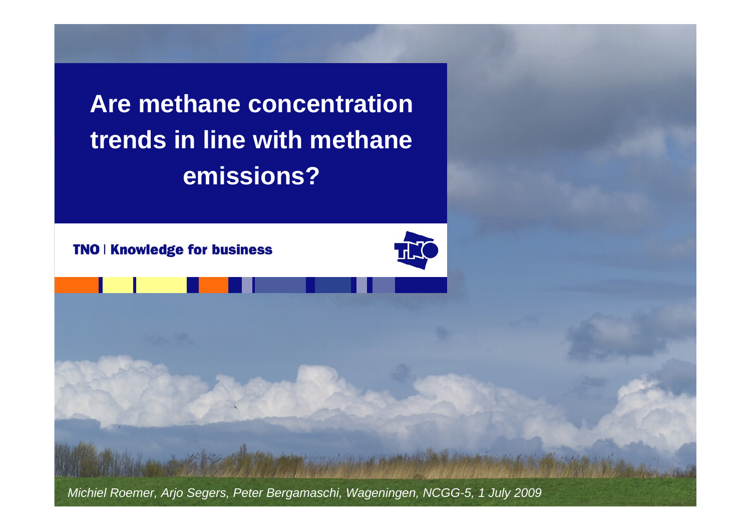# Are methane concentration trends in line with methane emissions?

**TNO | Knowledge for business**

*Michiel Roemer, Arjo Segers, Peter Bergamaschi, Wageningen, NCGG-5, 1 July 2009*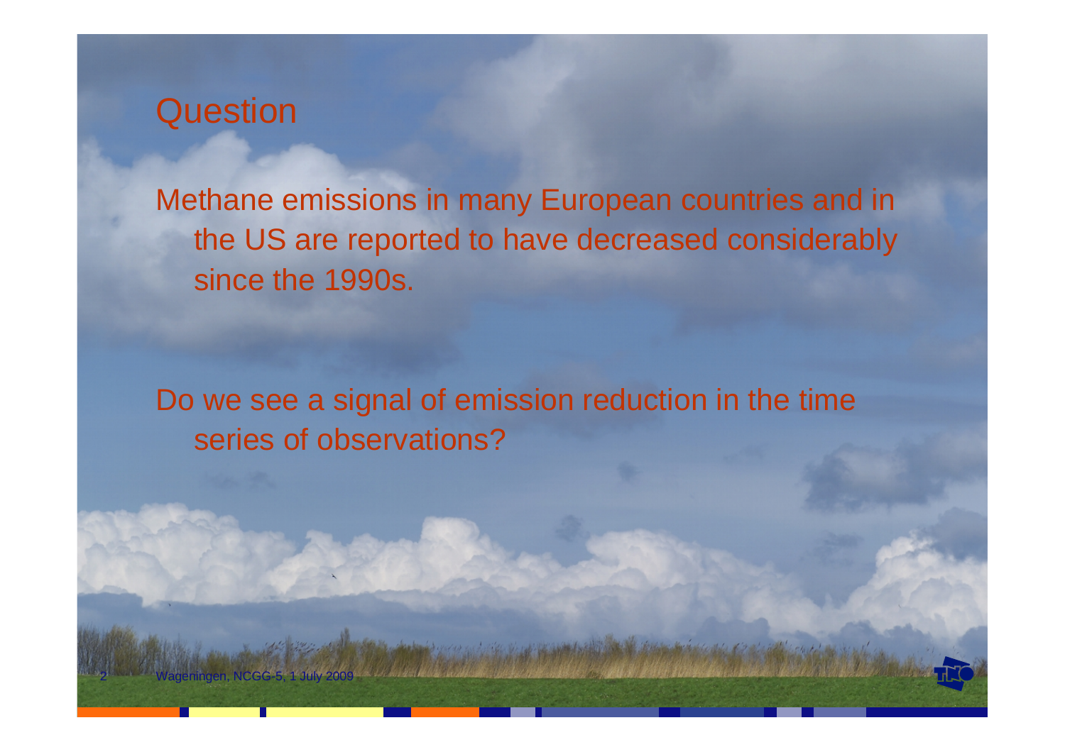# Question

Methane emissions in many European countries and in the US are reported to have decreased considerably since the 1990s.

Do we see a signal of emission reduction in the time series of observations?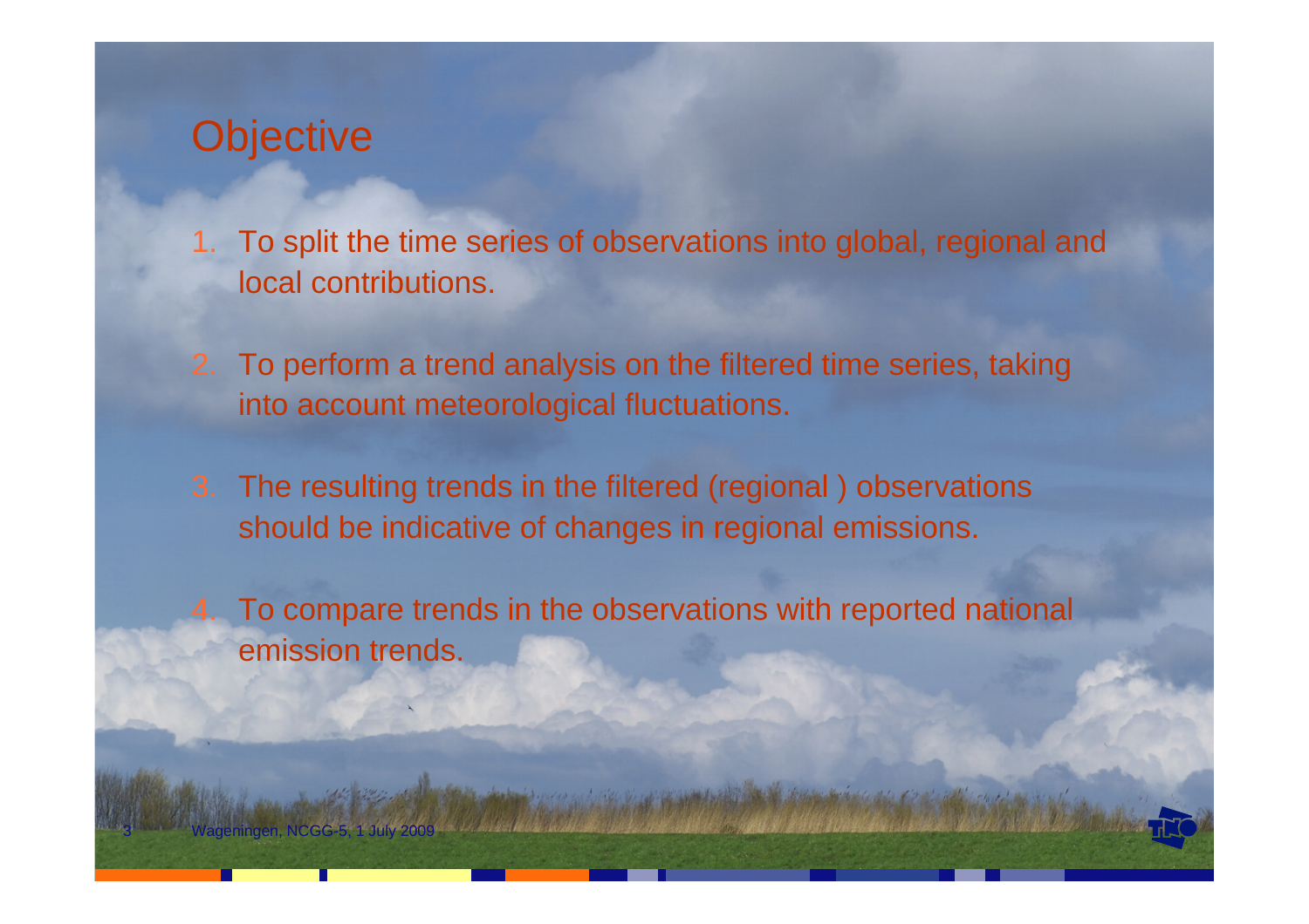# Objective

1. To split the time series of observations into global, regional and local contributions.
2. To perform a trend analysis on the filtered time series, taking into account meteorological fluctuations.
3. The resulting trends in the filtered (regional ) observations should be indicative of changes in regional emissions.
4. To compare trends in the observations with reported national emission trends.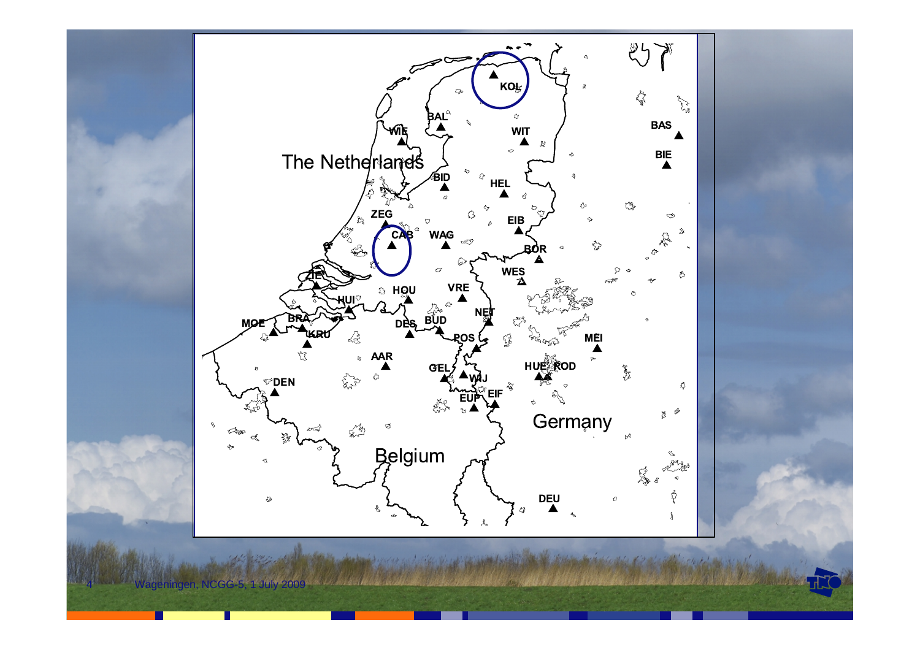The Netherlands

Belgium

Germany

KOL, BAL, WIE, WIT, BAS, BIE, BID, HEL, ZEG, CAB, WAG, EIB, BOR, WES, IE, HOU, VRE, HUI, NET, BRA, DES, BUD, MOE, KRU, POS, MEI, AAR, GEL, WIJ, HUE, ROD, DEN, EUP, EIF, DEU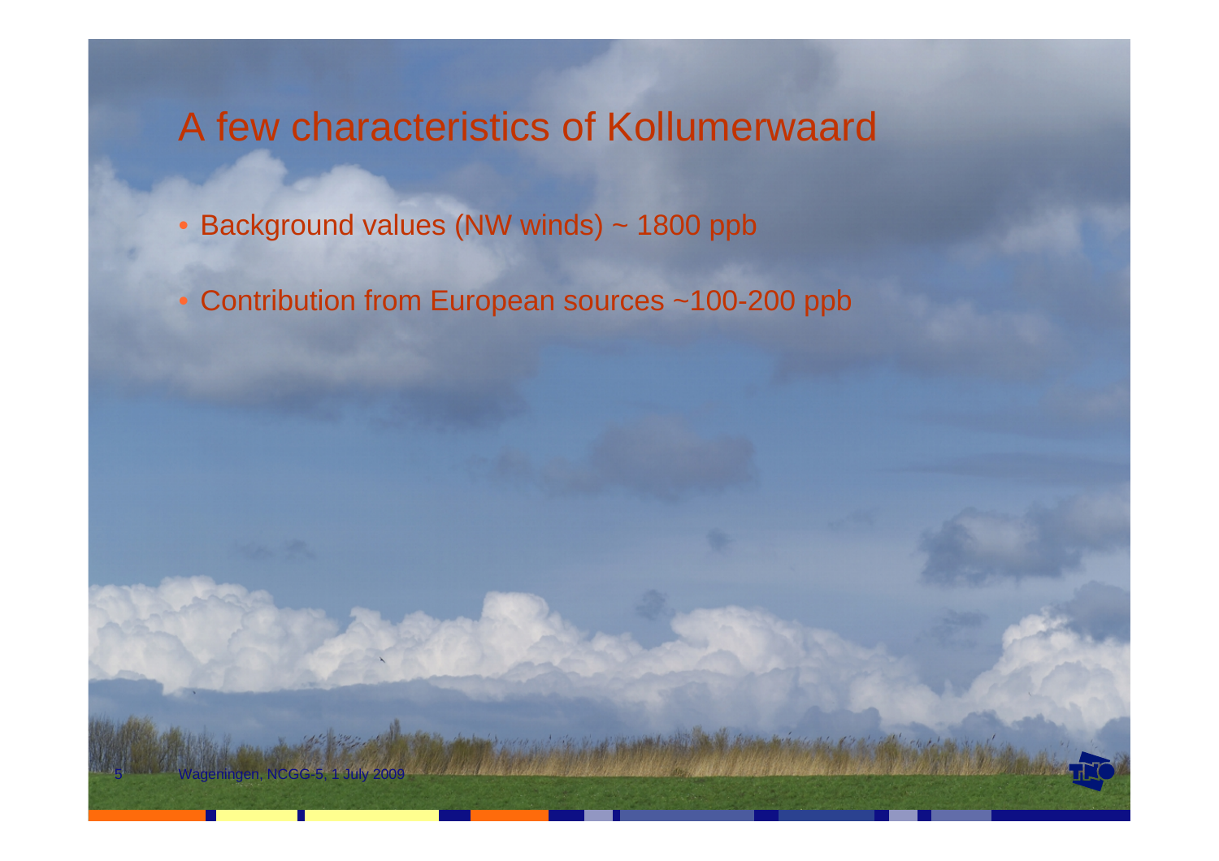# A few characteristics of Kollumerwaard

- Background values (NW winds) ~ 1800 ppb
- Contribution from European sources ~100-200 ppb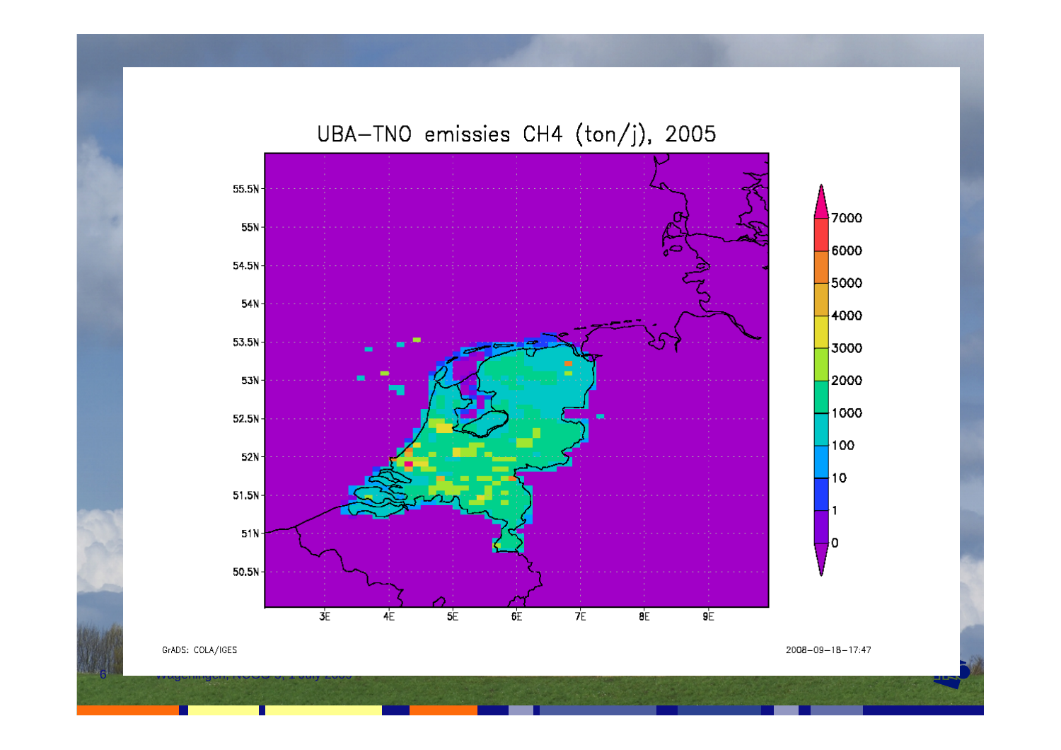# UBA–TNO emissies CH4 (ton/j), 2005

55.5N
55N
54.5N
54N
53.5N
53N
52.5N
52N
51.5N
51N
50.5N

3E 4E 5E 6E 7E 8E 9E

7000
6000
5000
4000
3000
2000
1000
100
10
1
0

GrADS: COLA/IGES

2008–09–18–17:47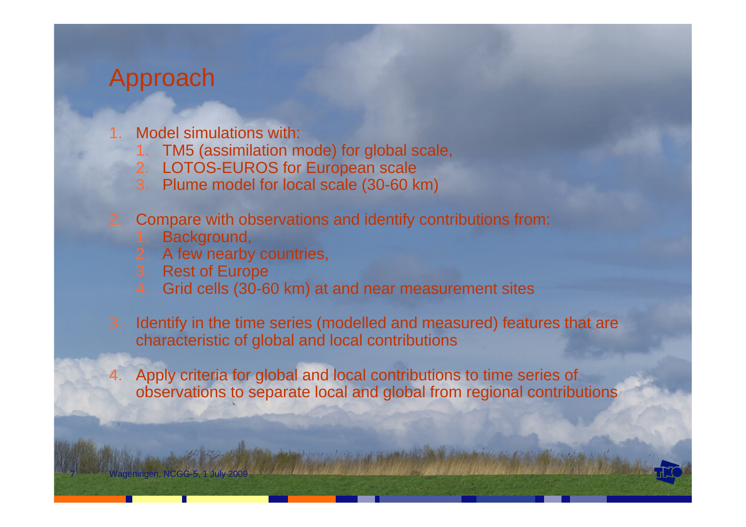# Approach

1. Model simulations with:
   1. TM5 (assimilation mode) for global scale,
   2. LOTOS-EUROS for European scale
   3. Plume model for local scale (30-60 km)
2. Compare with observations and identify contributions from:
   1. Background,
   2. A few nearby countries,
   3. Rest of Europe
   4. Grid cells (30-60 km) at and near measurement sites
3. Identify in the time series (modelled and measured) features that are characteristic of global and local contributions
4. Apply criteria for global and local contributions to time series of observations to separate local and global from regional contributions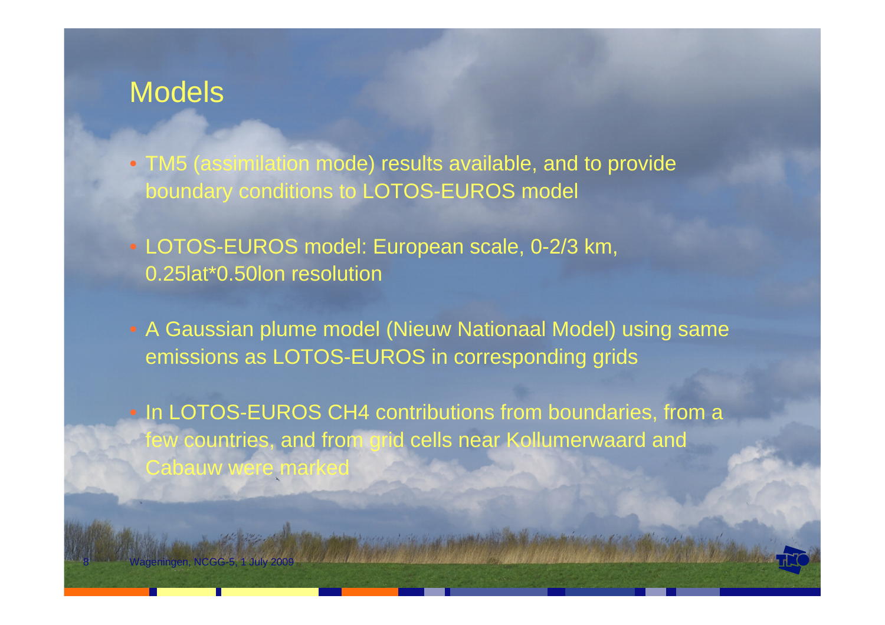# Models

- TM5 (assimilation mode) results available, and to provide boundary conditions to LOTOS-EUROS model
- LOTOS-EUROS model: European scale, 0-2/3 km, 0.25lat*0.50lon resolution
- A Gaussian plume model (Nieuw Nationaal Model) using same emissions as LOTOS-EUROS in corresponding grids
- In LOTOS-EUROS $CH_4$ contributions from boundaries, from a few countries, and from grid cells near Kollumerwaard and Cabauw were marked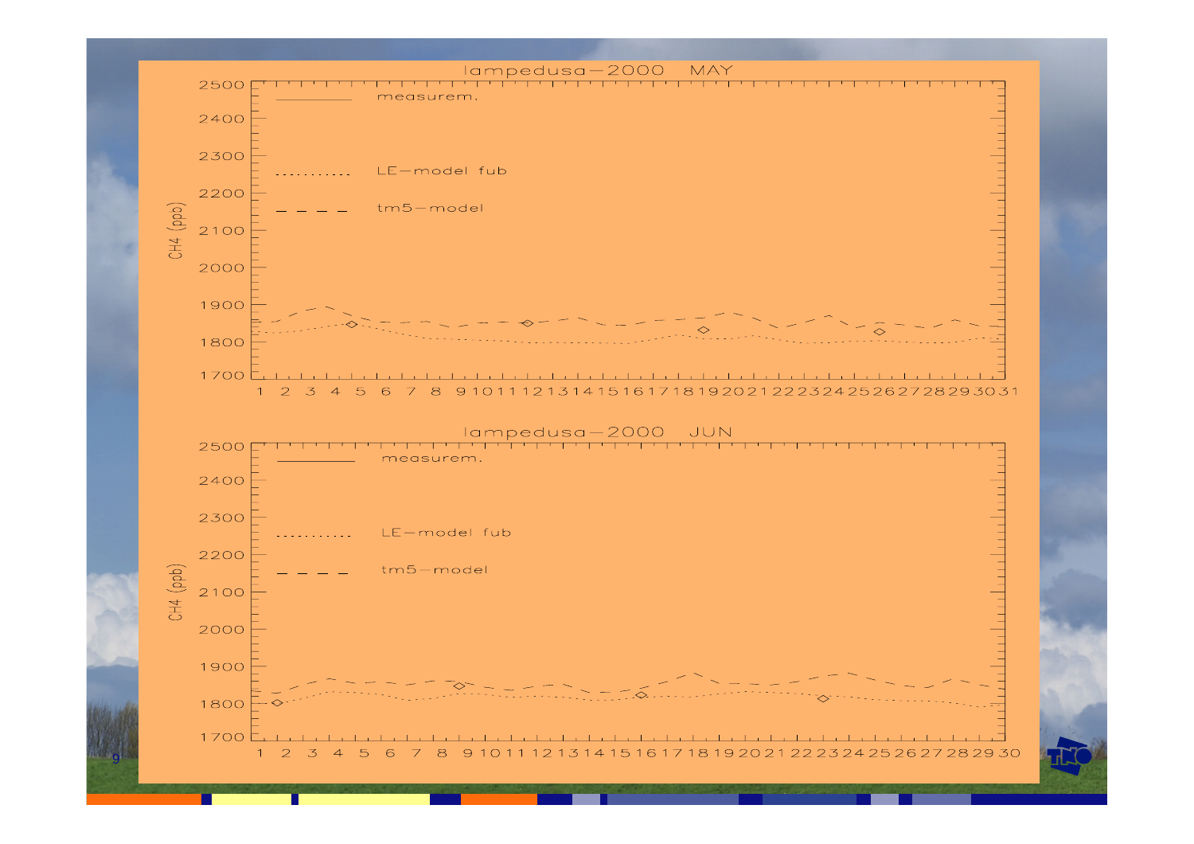lampedusa−2000 MAY

CH4 (ppb)

measurem.

LE−model fub

tm5−model

lampedusa−2000 JUN

CH4 (ppb)

measurem.

LE−model fub

tm5−model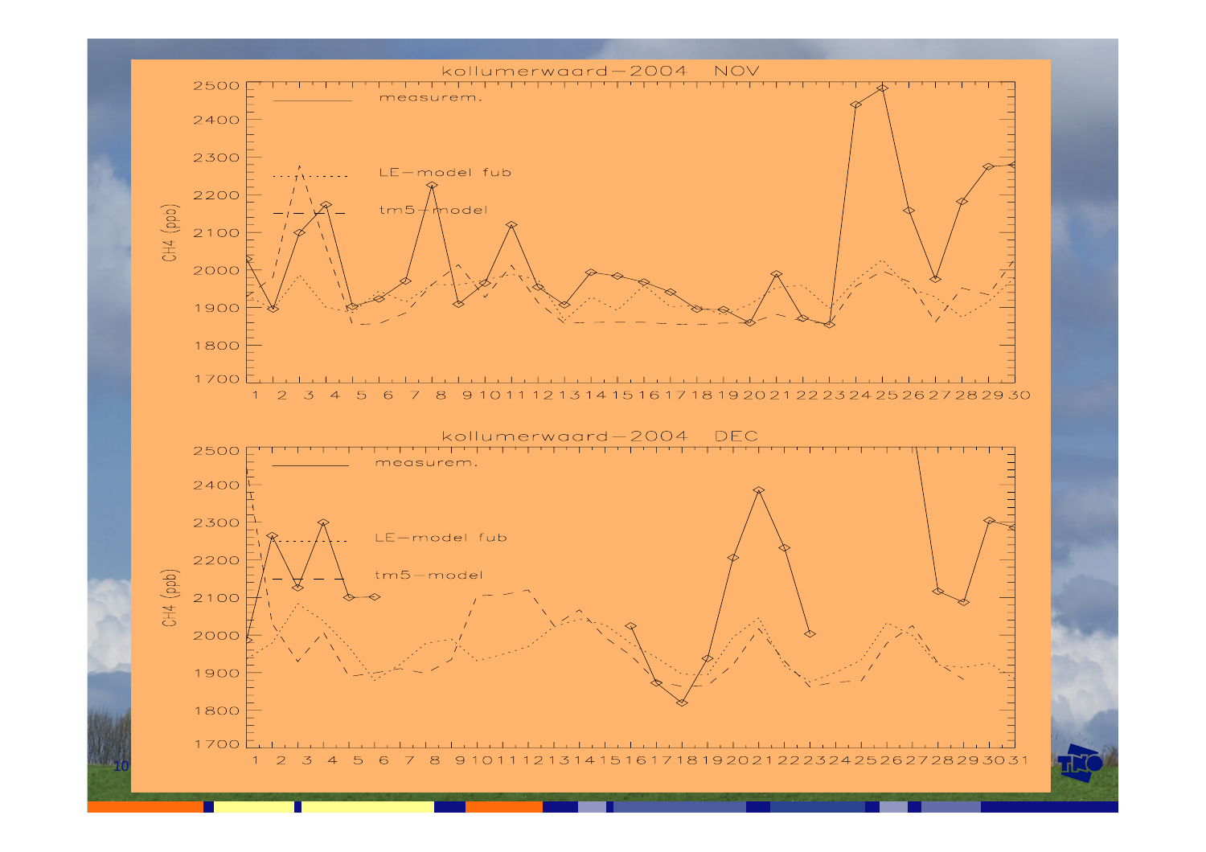kollumerwaard−2004 NOV

measurem.

LE−model fub

tm5−model

CH4 (ppb)

kollumerwaard−2004 DEC

measurem.

LE−model fub

tm5−model

CH4 (ppb)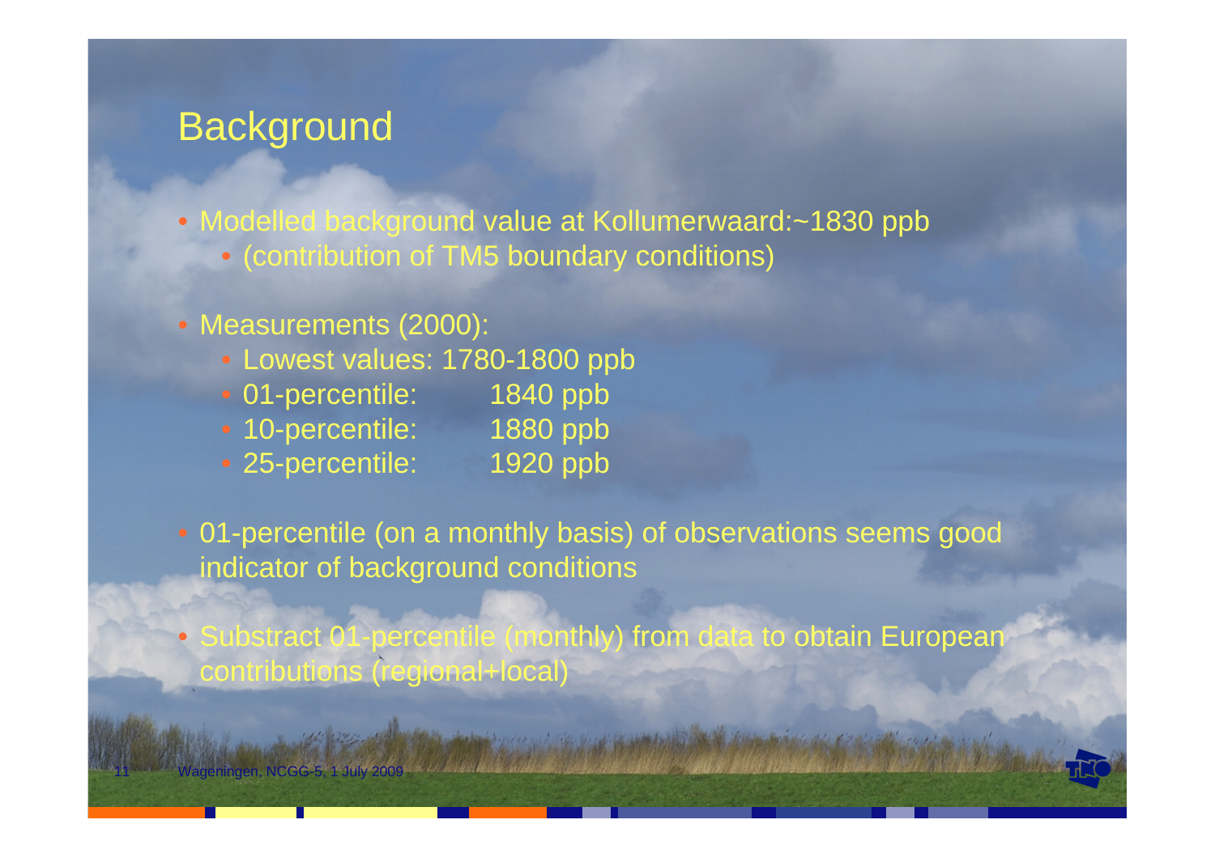## Background

- Modelled background value at Kollumerwaard:~1830 ppb
  - (contribution of TM5 boundary conditions)
- Measurements (2000):
  - Lowest values: 1780-1800 ppb
  - 01-percentile: 1840 ppb
  - 10-percentile: 1880 ppb
  - 25-percentile: 1920 ppb
- 01-percentile (on a monthly basis) of observations seems good indicator of background conditions
- Substract 01-percentile (monthly) from data to obtain European contributions (regional+local)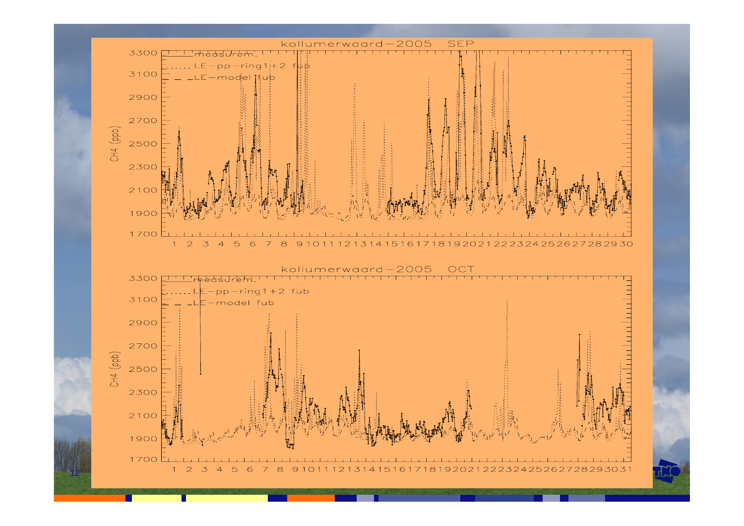## kollumerwaard−2005 SEP

CH4 (ppb)

measurem.

LE−pp−ring1+2 fub

LE−model fub

## kollumerwaard−2005 OCT

CH4 (ppb)

measurem.

LE−pp−ring1+2 fub

LE−model fub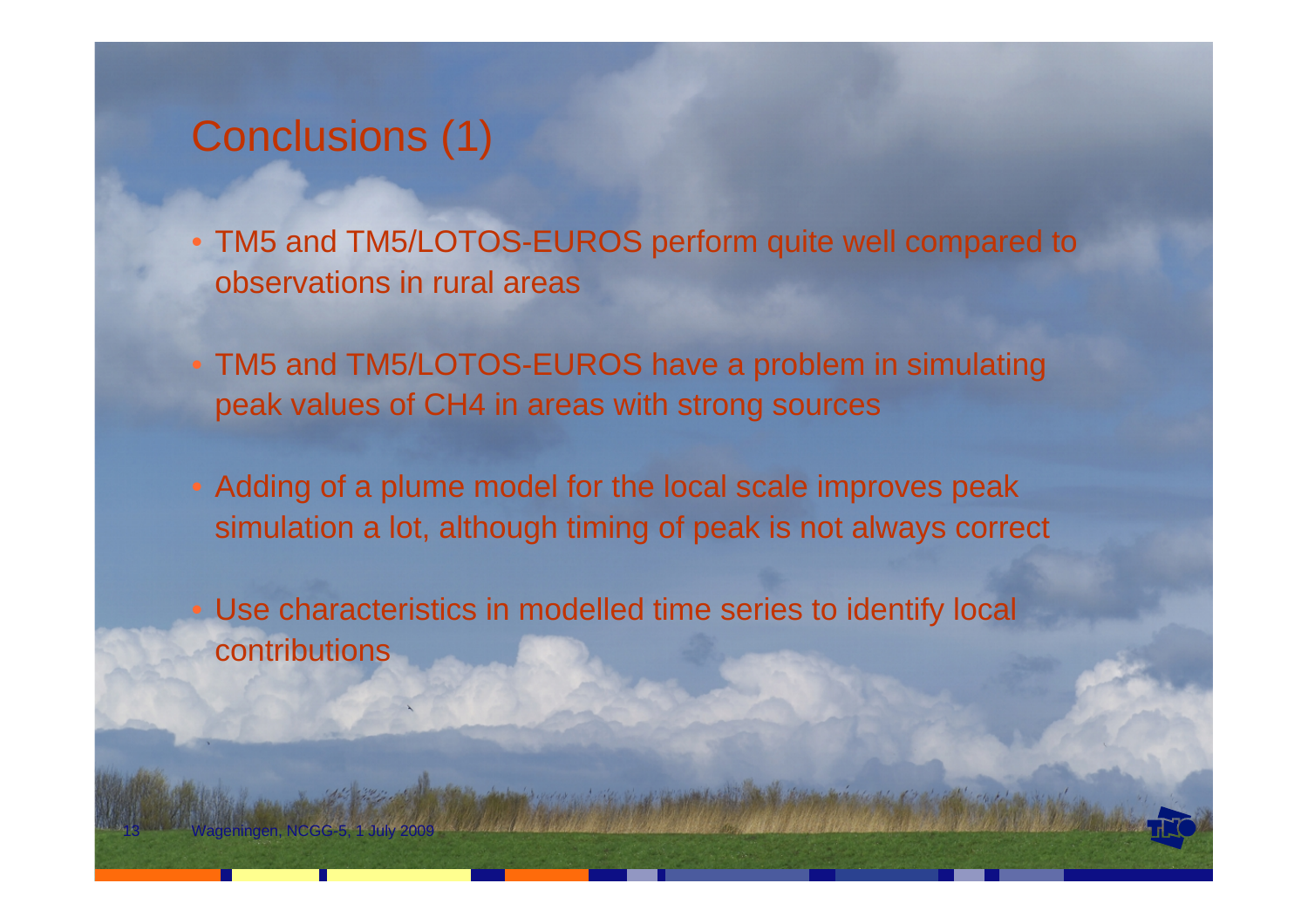# Conclusions (1)

- TM5 and TM5/LOTOS-EUROS perform quite well compared to observations in rural areas
- TM5 and TM5/LOTOS-EUROS have a problem in simulating peak values of $CH_4$ in areas with strong sources
- Adding of a plume model for the local scale improves peak simulation a lot, although timing of peak is not always correct
- Use characteristics in modelled time series to identify local contributions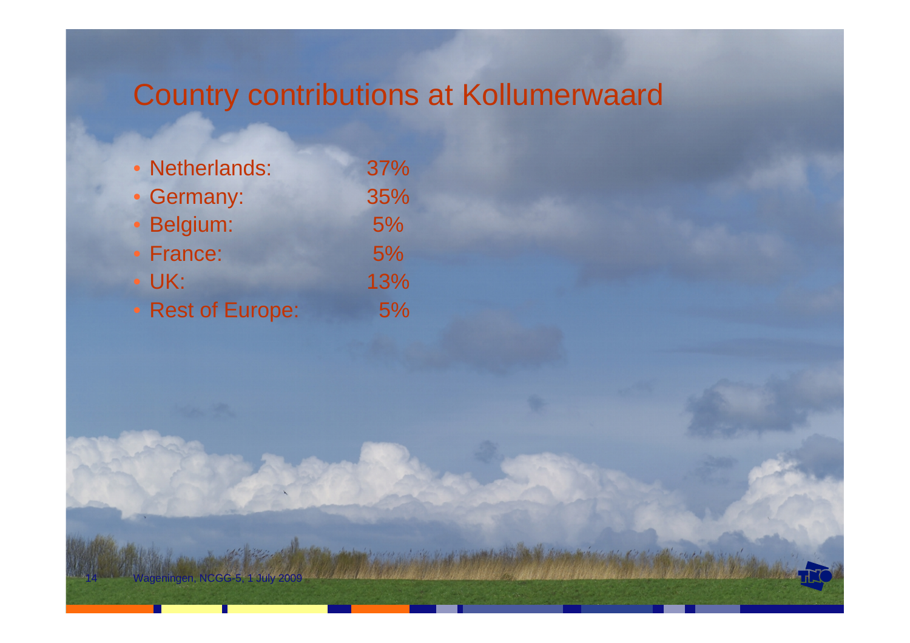# Country contributions at Kollumerwaard

- Netherlands: 37%
- Germany: 35%
- Belgium: 5%
- France: 5%
- UK: 13%
- Rest of Europe: 5%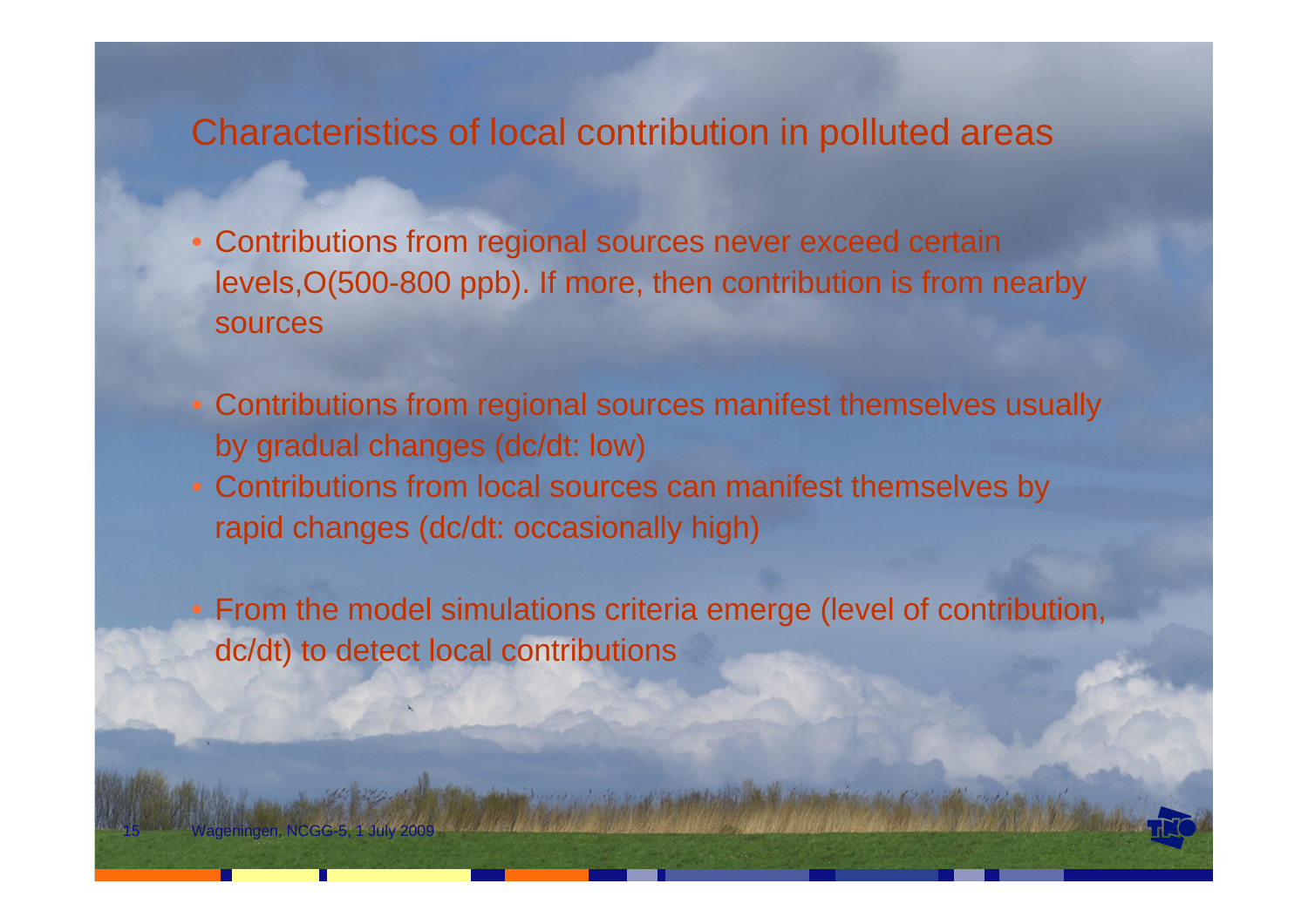# Characteristics of local contribution in polluted areas

- Contributions from regional sources never exceed certain levels,O(500-800 ppb). If more, then contribution is from nearby sources

- Contributions from regional sources manifest themselves usually by gradual changes (dc/dt: low)
- Contributions from local sources can manifest themselves by rapid changes (dc/dt: occasionally high)

- From the model simulations criteria emerge (level of contribution, dc/dt) to detect local contributions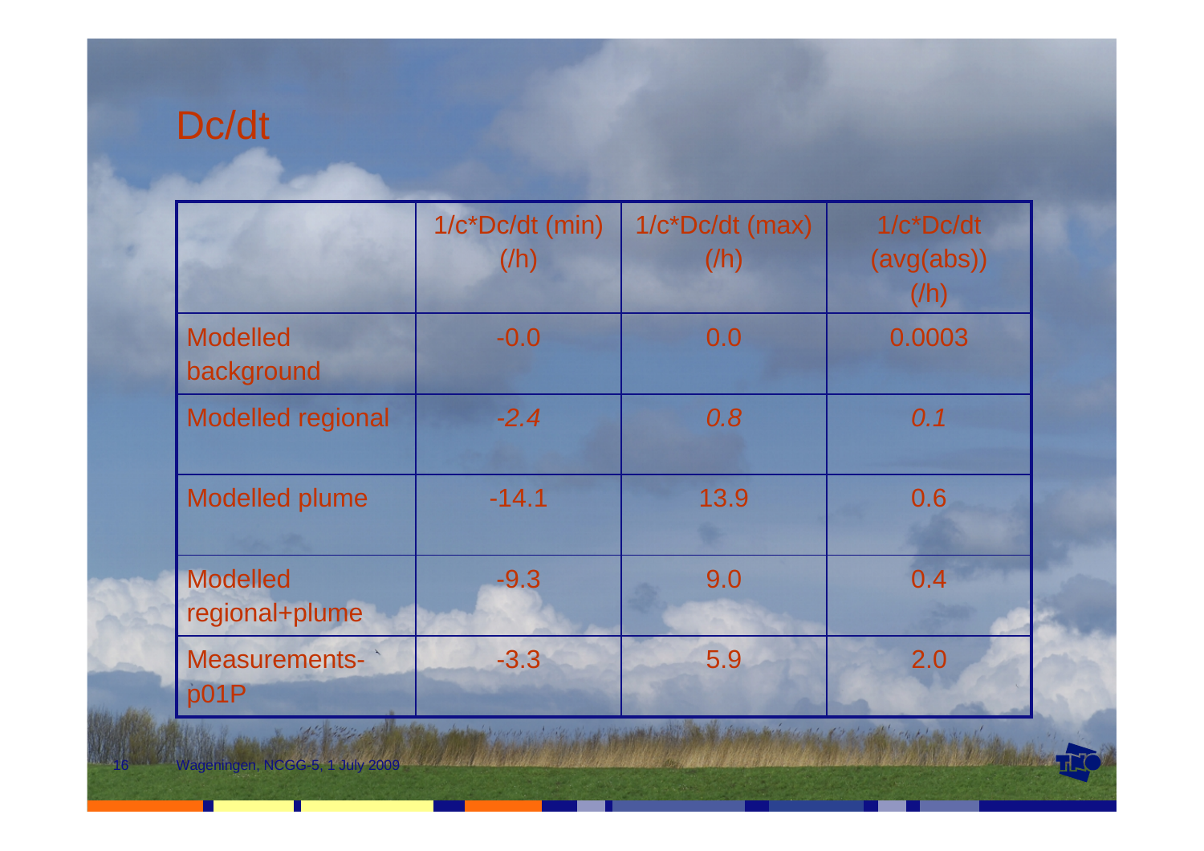# Dc/dt

| | 1/c*Dc/dt (min) (/h) | 1/c*Dc/dt (max) (/h) | 1/c*Dc/dt (avg(abs)) (/h) |
|---|---|---|---|
| Modelled background | -0.0 | 0.0 | 0.0003 |
| Modelled regional | *-2.4* | *0.8* | *0.1* |
| Modelled plume | -14.1 | 13.9 | 0.6 |
| Modelled regional+plume | -9.3 | 9.0 | 0.4 |
| Measurements-p01P | -3.3 | 5.9 | 2.0 |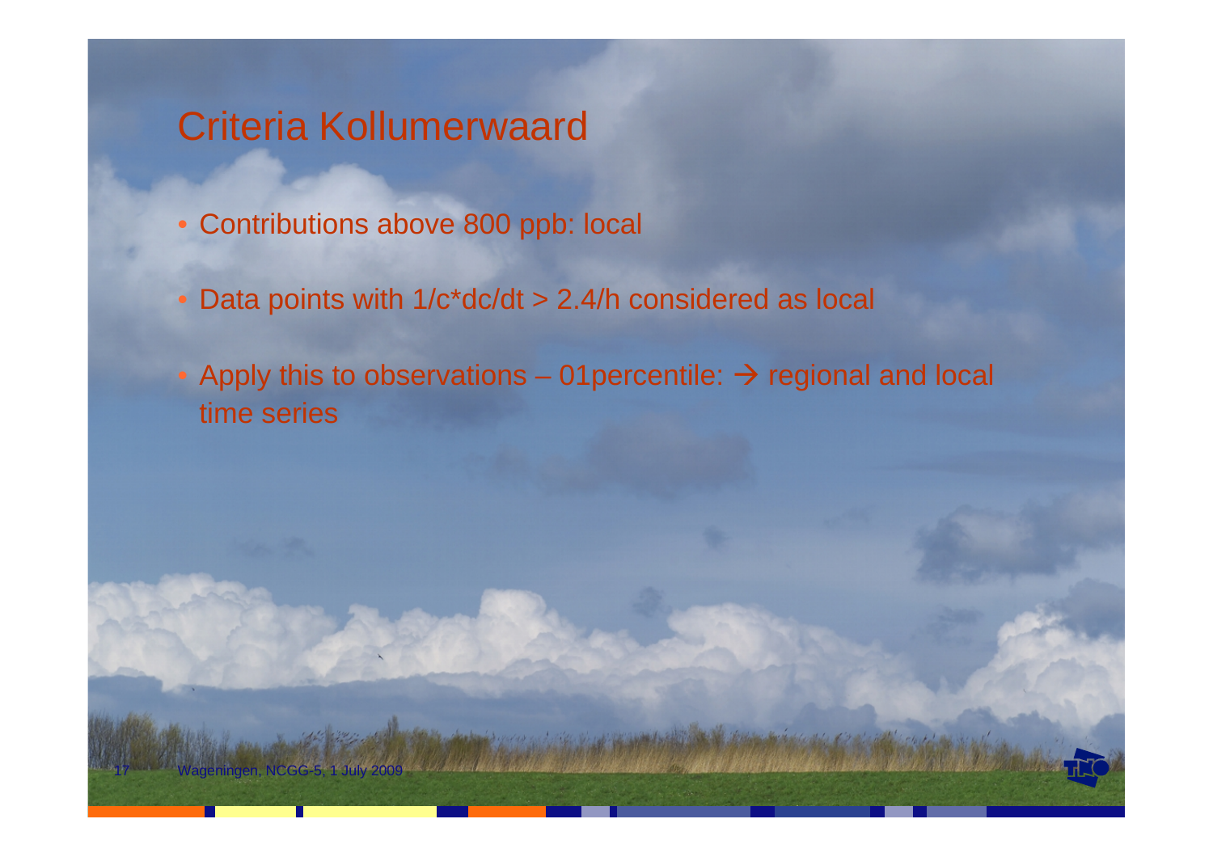# Criteria Kollumerwaard

- Contributions above 800 ppb: local
- Data points with $1/c \cdot dc/dt > 2.4/h$ considered as local
- Apply this to observations – 01percentile: → regional and local time series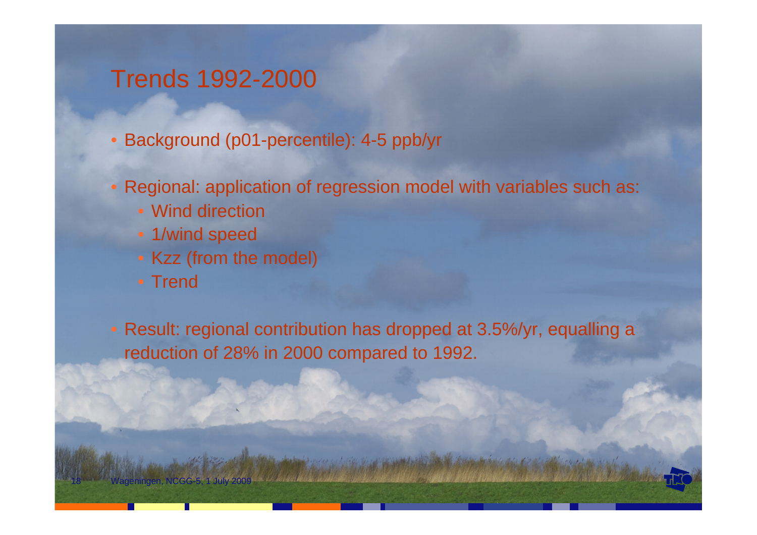# Trends 1992-2000

- Background (p01-percentile): 4-5 ppb/yr
- Regional: application of regression model with variables such as:
  - Wind direction
  - 1/wind speed
  - Kzz (from the model)
  - Trend
- Result: regional contribution has dropped at 3.5%/yr, equalling a reduction of 28% in 2000 compared to 1992.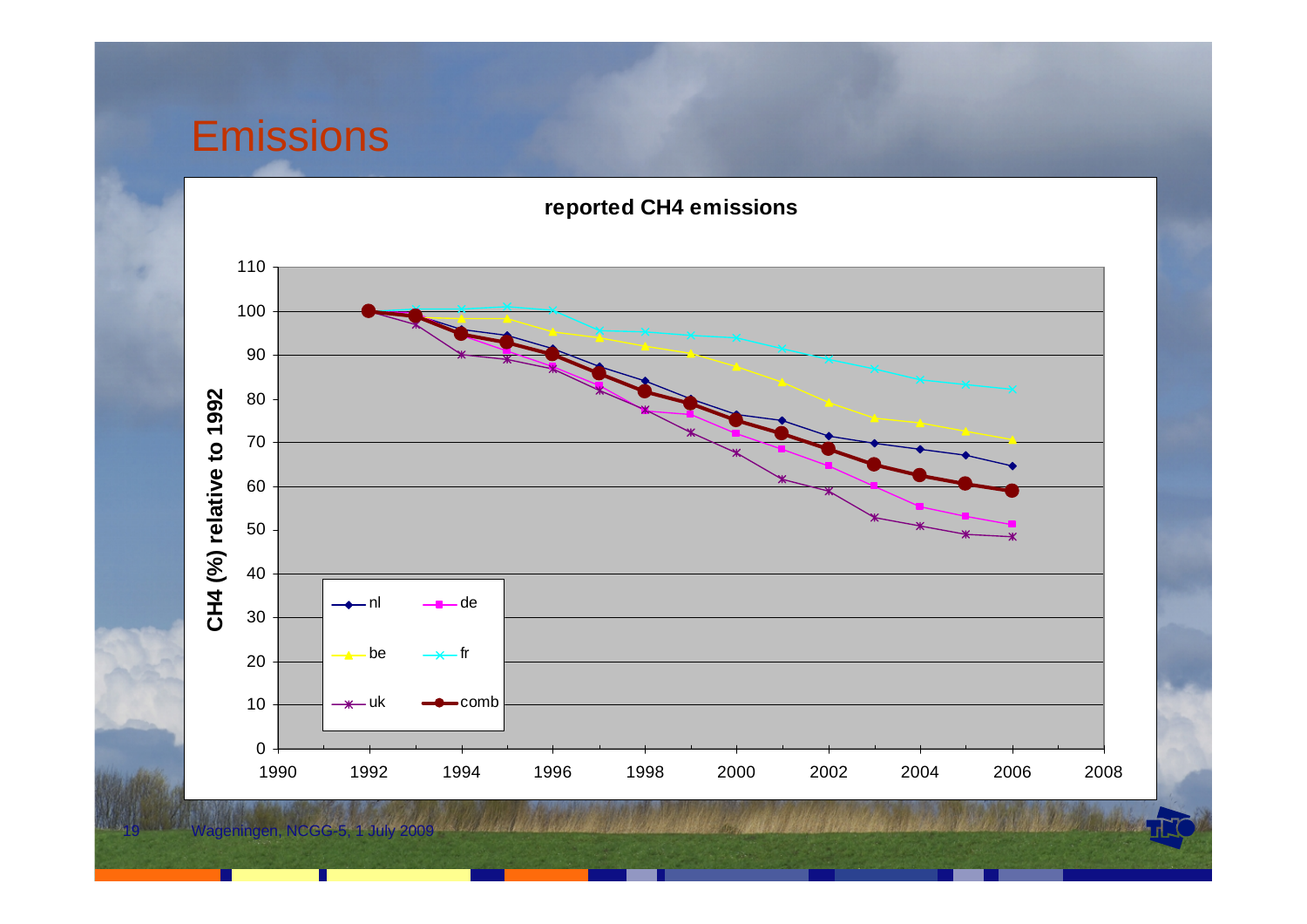# Emissions

**reported CH4 emissions**

CH4 (%) relative to 1992

Legend: nl, de, be, fr, uk, comb

Y-axis: 0–110; X-axis: 1990–2008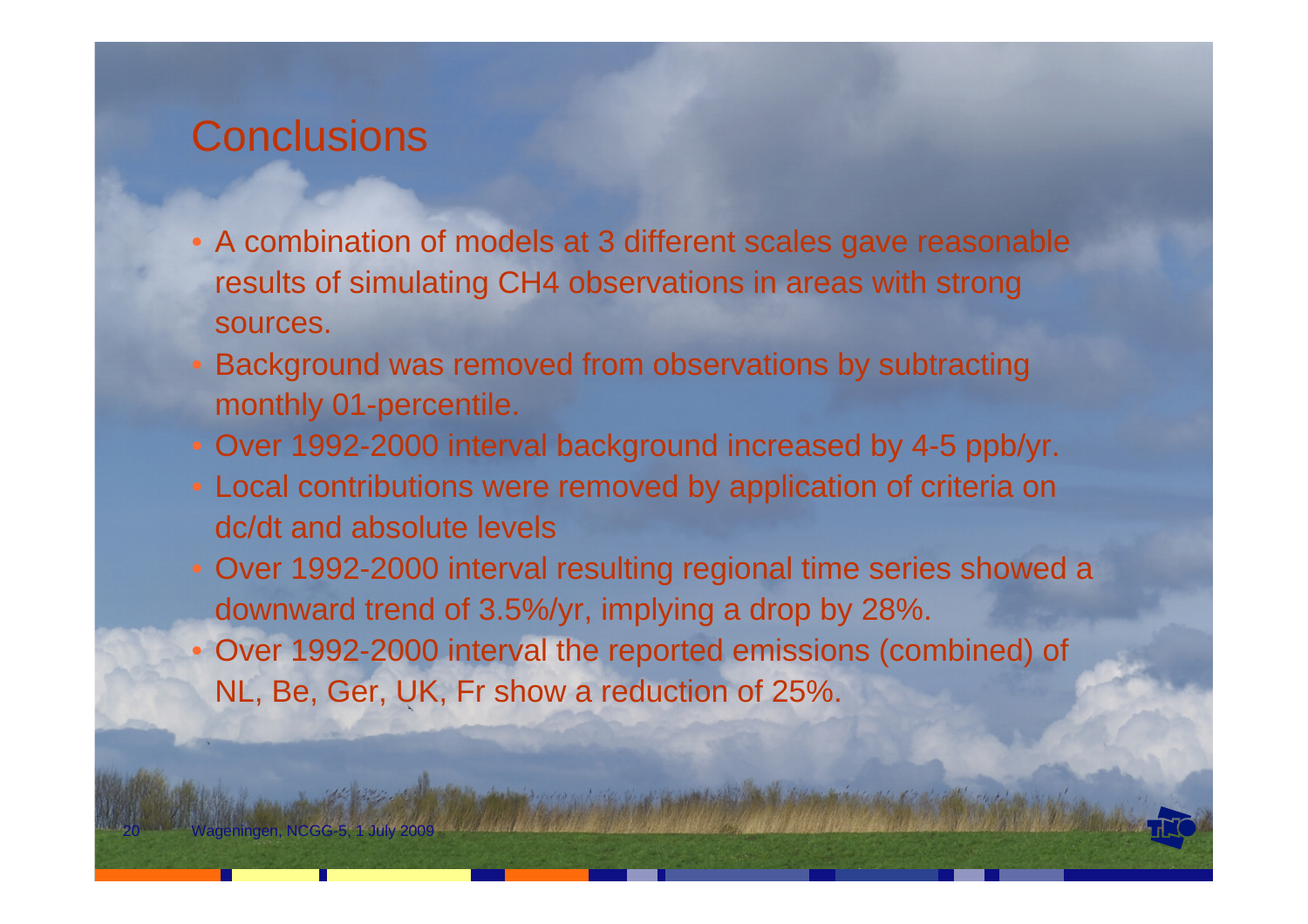# Conclusions

- A combination of models at 3 different scales gave reasonable results of simulating CH4 observations in areas with strong sources.
- Background was removed from observations by subtracting monthly 01-percentile.
- Over 1992-2000 interval background increased by 4-5 ppb/yr.
- Local contributions were removed by application of criteria on dc/dt and absolute levels
- Over 1992-2000 interval resulting regional time series showed a downward trend of 3.5%/yr, implying a drop by 28%.
- Over 1992-2000 interval the reported emissions (combined) of NL, Be, Ger, UK, Fr show a reduction of 25%.